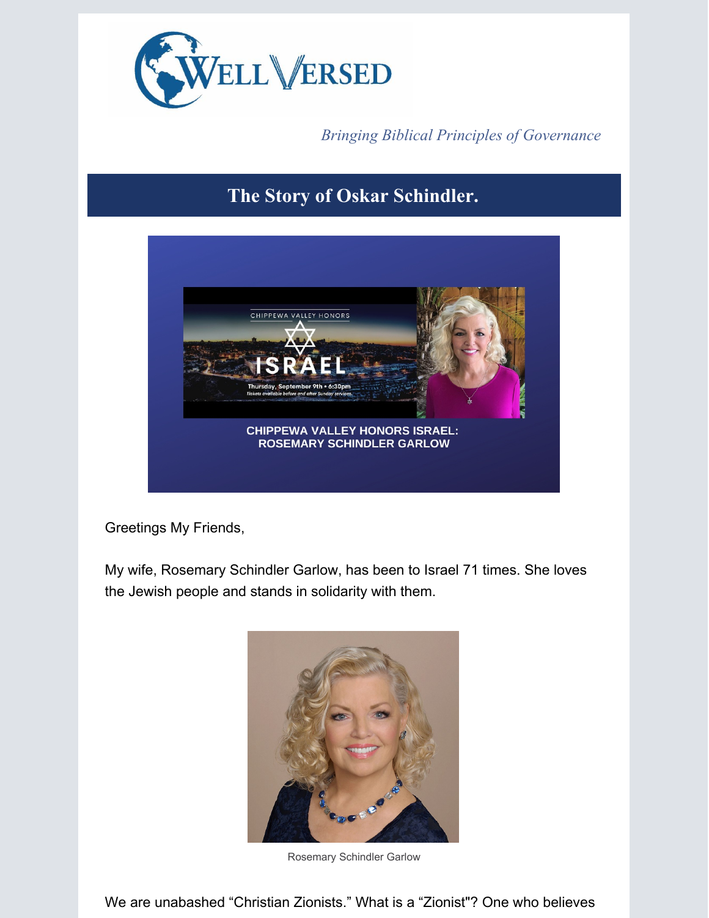WELL VERSED

*Bringing Biblical Principles of Governance*

# The Story of Oskar Schindler.

CHIPPEWA VALLEY HONORS ISRAEL: ROSEMARY SCHINDLER GARLOW

Greetings My Friends,

My wife, Rosemary Schindler Garlow, has been to Israel 71 times. She loves the Jewish people and stands in solidarity with them.

Rosemary Schindler Garlow

We are unabashed "Christian Zionists." What is a "Zionist"? One who believes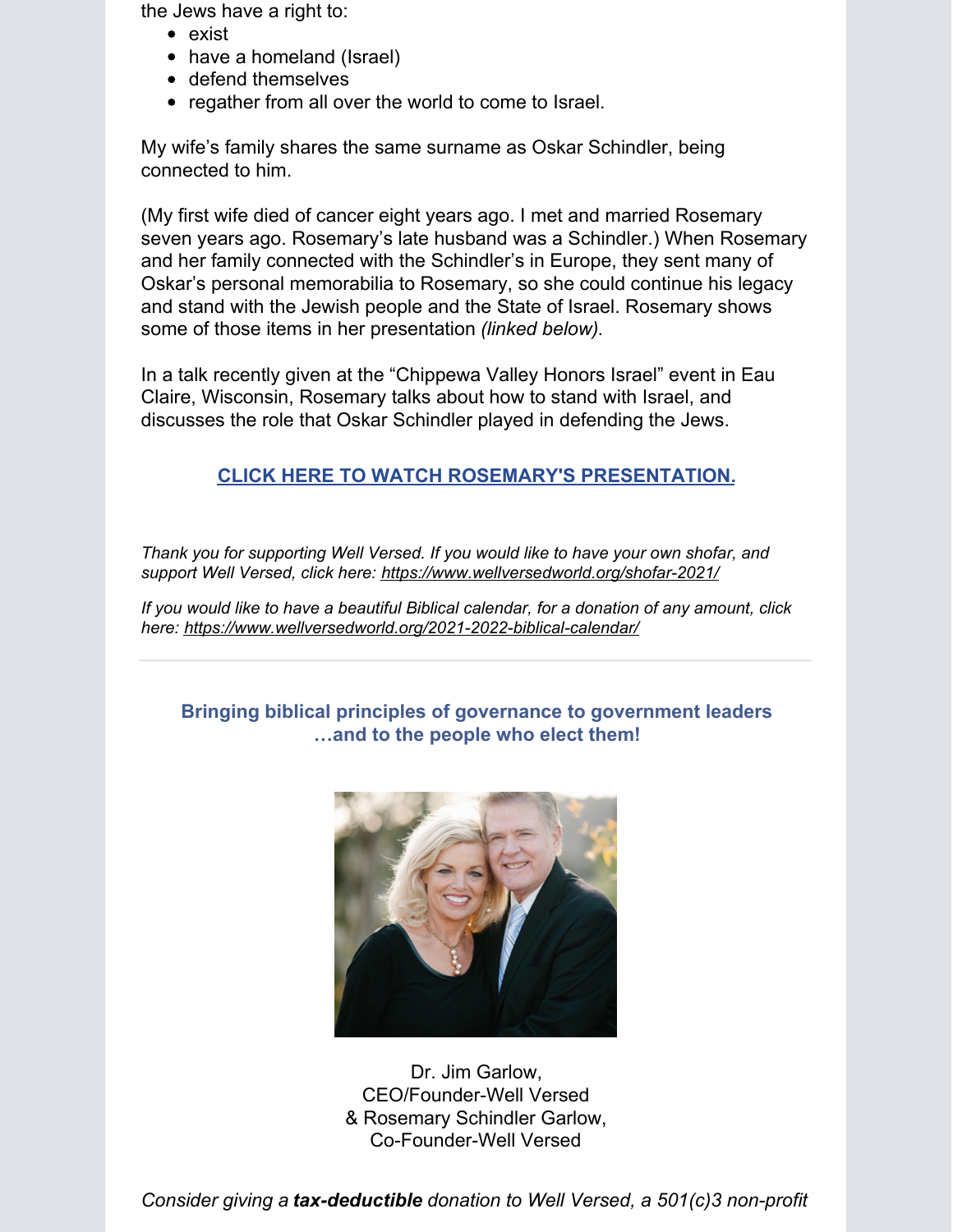the Jews have a right to:

- exist
- have a homeland (Israel)
- defend themselves
- regather from all over the world to come to Israel.

My wife's family shares the same surname as Oskar Schindler, being connected to him.

(My first wife died of cancer eight years ago. I met and married Rosemary seven years ago. Rosemary's late husband was a Schindler.) When Rosemary and her family connected with the Schindler's in Europe, they sent many of Oskar's personal memorabilia to Rosemary, so she could continue his legacy and stand with the Jewish people and the State of Israel. Rosemary shows some of those items in her presentation *(linked below)*.

In a talk recently given at the "Chippewa Valley Honors Israel" event in Eau Claire, Wisconsin, Rosemary talks about how to stand with Israel, and discusses the role that Oskar Schindler played in defending the Jews.

**CLICK HERE TO WATCH ROSEMARY'S PRESENTATION.**

*Thank you for supporting Well Versed. If you would like to have your own shofar, and support Well Versed, click here: https://www.wellversedworld.org/shofar-2021/*

*If you would like to have a beautiful Biblical calendar, for a donation of any amount, click here: https://www.wellversedworld.org/2021-2022-biblical-calendar/*

---

**Bringing biblical principles of governance to government leaders …and to the people who elect them!**

Dr. Jim Garlow,
CEO/Founder-Well Versed
& Rosemary Schindler Garlow,
Co-Founder-Well Versed

*Consider giving a **tax-deductible** donation to Well Versed, a 501(c)3 non-profit*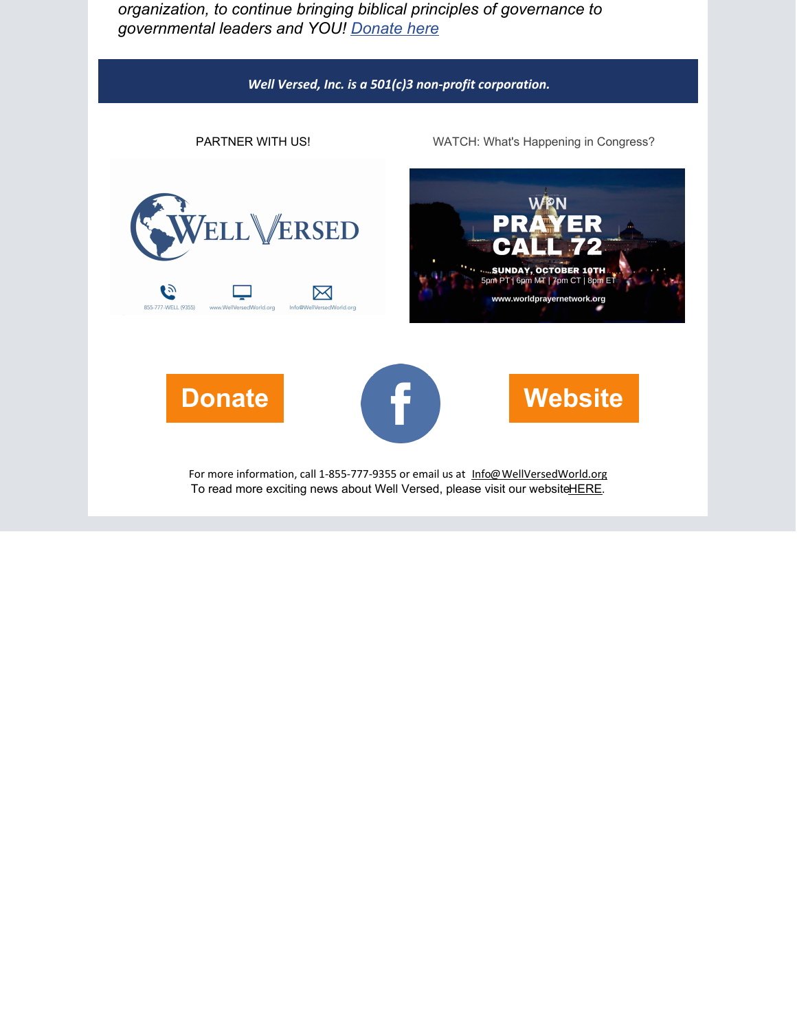*organization, to continue bringing biblical principles of governance to governmental leaders and YOU! Donate here*

***Well Versed, Inc. is a 501(c)3 non-profit corporation.***

PARTNER WITH US!

WATCH: What's Happening in Congress?

Donate

Website

For more information, call 1-855-777-9355 or email us at Info@WellVersedWorld.org
To read more exciting news about Well Versed, please visit our website HERE.